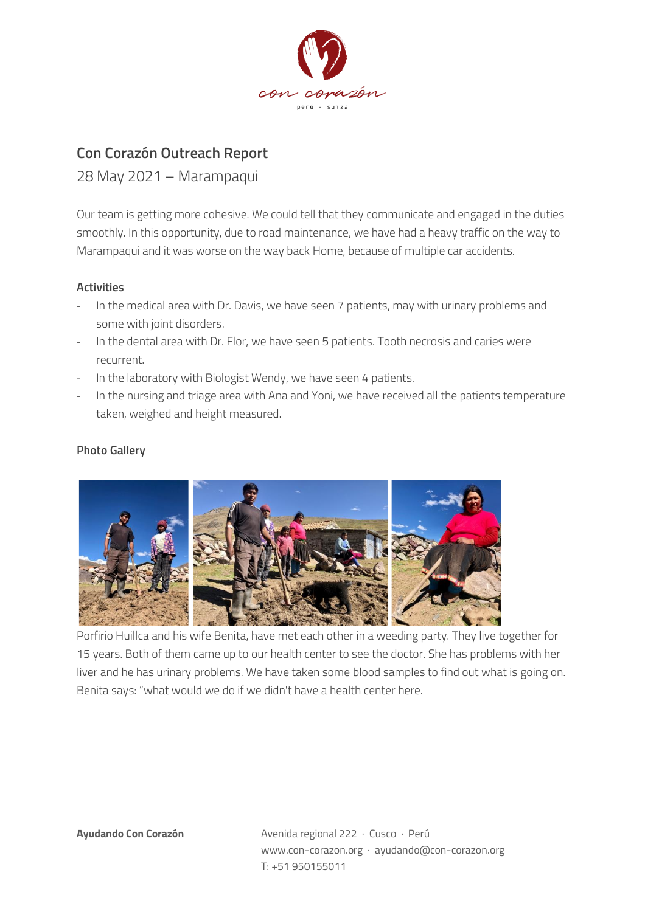# Con Corazón Outreach Report

28 May 2021 – Marampaqui

Our team is getting more cohesive. We could tell that they communicate and engaged in the duties smoothly. In this opportunity, due to road maintenance, we have had a heavy traffic on the way to Marampaqui and it was worse on the way back Home, because of multiple car accidents.

## Activities

- In the medical area with Dr. Davis, we have seen 7 patients, may with urinary problems and some with joint disorders.
- In the dental area with Dr. Flor, we have seen 5 patients. Tooth necrosis and caries were recurrent.
- In the laboratory with Biologist Wendy, we have seen 4 patients.
- In the nursing and triage area with Ana and Yoni, we have received all the patients temperature taken, weighed and height measured.

## Photo Gallery

Porfirio Huillca and his wife Benita, have met each other in a weeding party. They live together for 15 years. Both of them came up to our health center to see the doctor. She has problems with her liver and he has urinary problems. We have taken some blood samples to find out what is going on. Benita says: "what would we do if we didn't have a health center here.

**Ayudando Con Corazón**

Avenida regional 222 · Cusco · Perú
www.con-corazon.org · ayudando@con-corazon.org
T: +51 950155011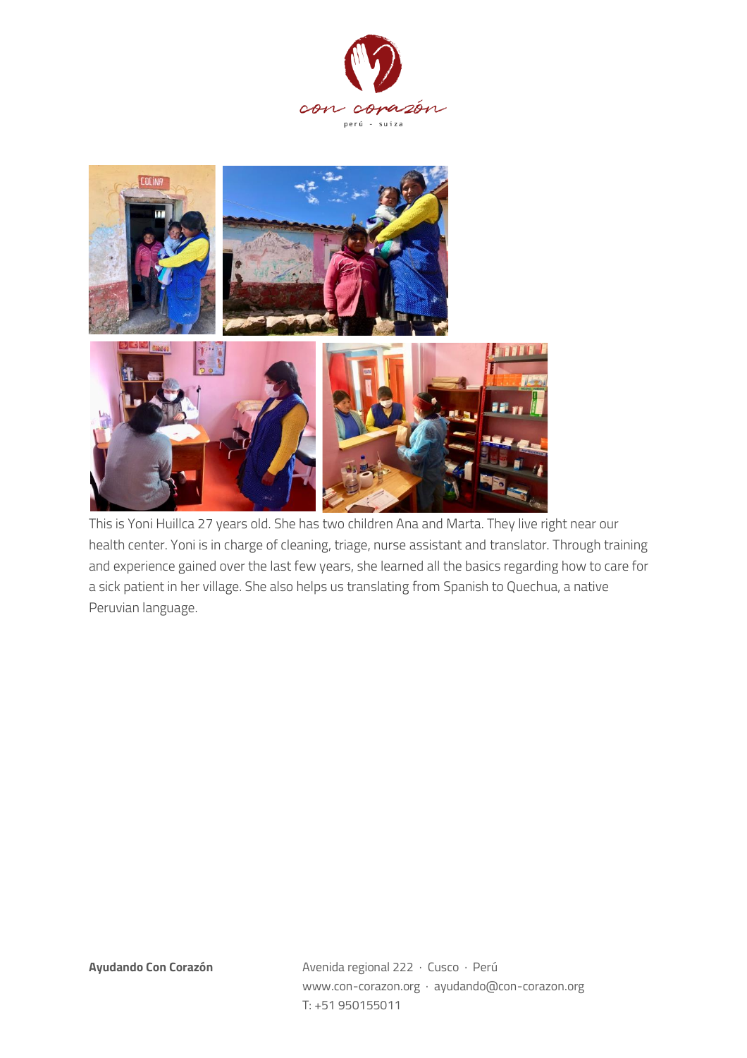This is Yoni Huillca 27 years old. She has two children Ana and Marta. They live right near our health center. Yoni is in charge of cleaning, triage, nurse assistant and translator. Through training and experience gained over the last few years, she learned all the basics regarding how to care for a sick patient in her village. She also helps us translating from Spanish to Quechua, a native Peruvian language.

**Ayudando Con Corazón**

Avenida regional 222 · Cusco · Perú
www.con-corazon.org · ayudando@con-corazon.org
T: +51 950155011